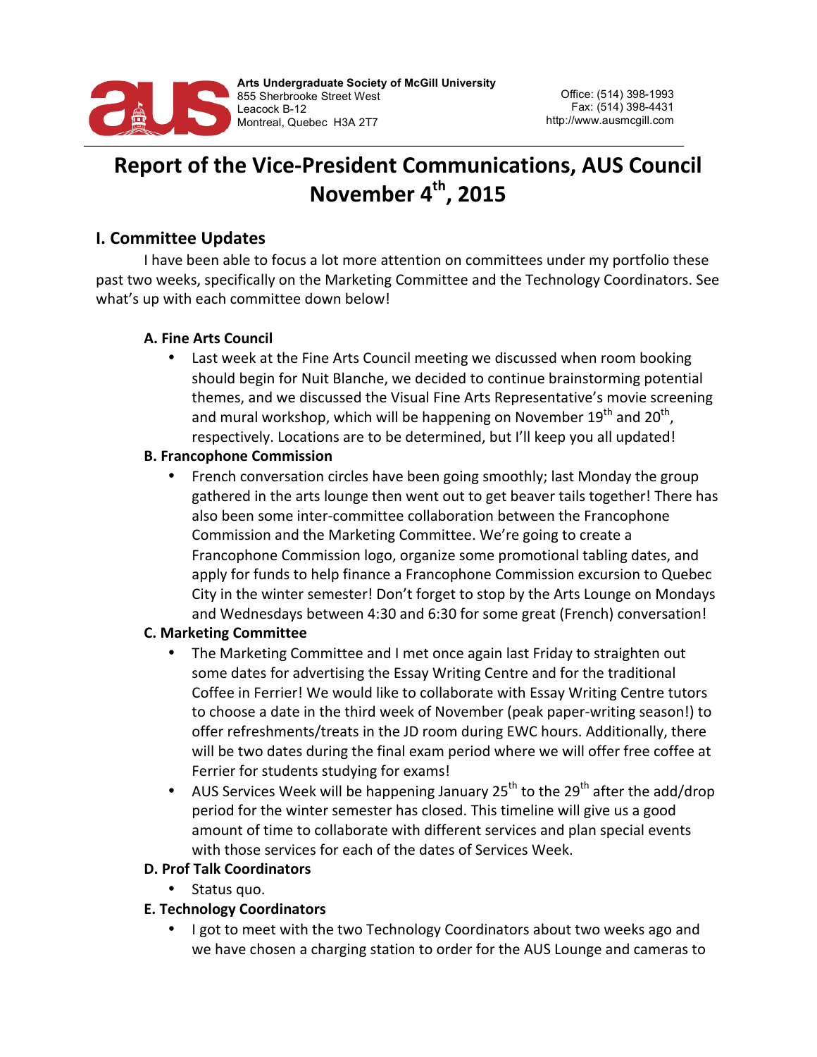Arts Undergraduate Society of McGill University
855 Sherbrooke Street West
Leacock B-12
Montreal, Quebec H3A 2T7

Office: (514) 398-1993
Fax: (514) 398-4431
http://www.ausmcgill.com

# Report of the Vice-President Communications, AUS Council November 4th, 2015

## I. Committee Updates

I have been able to focus a lot more attention on committees under my portfolio these past two weeks, specifically on the Marketing Committee and the Technology Coordinators. See what's up with each committee down below!

### A. Fine Arts Council

- Last week at the Fine Arts Council meeting we discussed when room booking should begin for Nuit Blanche, we decided to continue brainstorming potential themes, and we discussed the Visual Fine Arts Representative's movie screening and mural workshop, which will be happening on November 19th and 20th, respectively. Locations are to be determined, but I'll keep you all updated!

### B. Francophone Commission

- French conversation circles have been going smoothly; last Monday the group gathered in the arts lounge then went out to get beaver tails together! There has also been some inter-committee collaboration between the Francophone Commission and the Marketing Committee. We're going to create a Francophone Commission logo, organize some promotional tabling dates, and apply for funds to help finance a Francophone Commission excursion to Quebec City in the winter semester! Don't forget to stop by the Arts Lounge on Mondays and Wednesdays between 4:30 and 6:30 for some great (French) conversation!

### C. Marketing Committee

- The Marketing Committee and I met once again last Friday to straighten out some dates for advertising the Essay Writing Centre and for the traditional Coffee in Ferrier! We would like to collaborate with Essay Writing Centre tutors to choose a date in the third week of November (peak paper-writing season!) to offer refreshments/treats in the JD room during EWC hours. Additionally, there will be two dates during the final exam period where we will offer free coffee at Ferrier for students studying for exams!
- AUS Services Week will be happening January 25th to the 29th after the add/drop period for the winter semester has closed. This timeline will give us a good amount of time to collaborate with different services and plan special events with those services for each of the dates of Services Week.

### D. Prof Talk Coordinators

- Status quo.

### E. Technology Coordinators

- I got to meet with the two Technology Coordinators about two weeks ago and we have chosen a charging station to order for the AUS Lounge and cameras to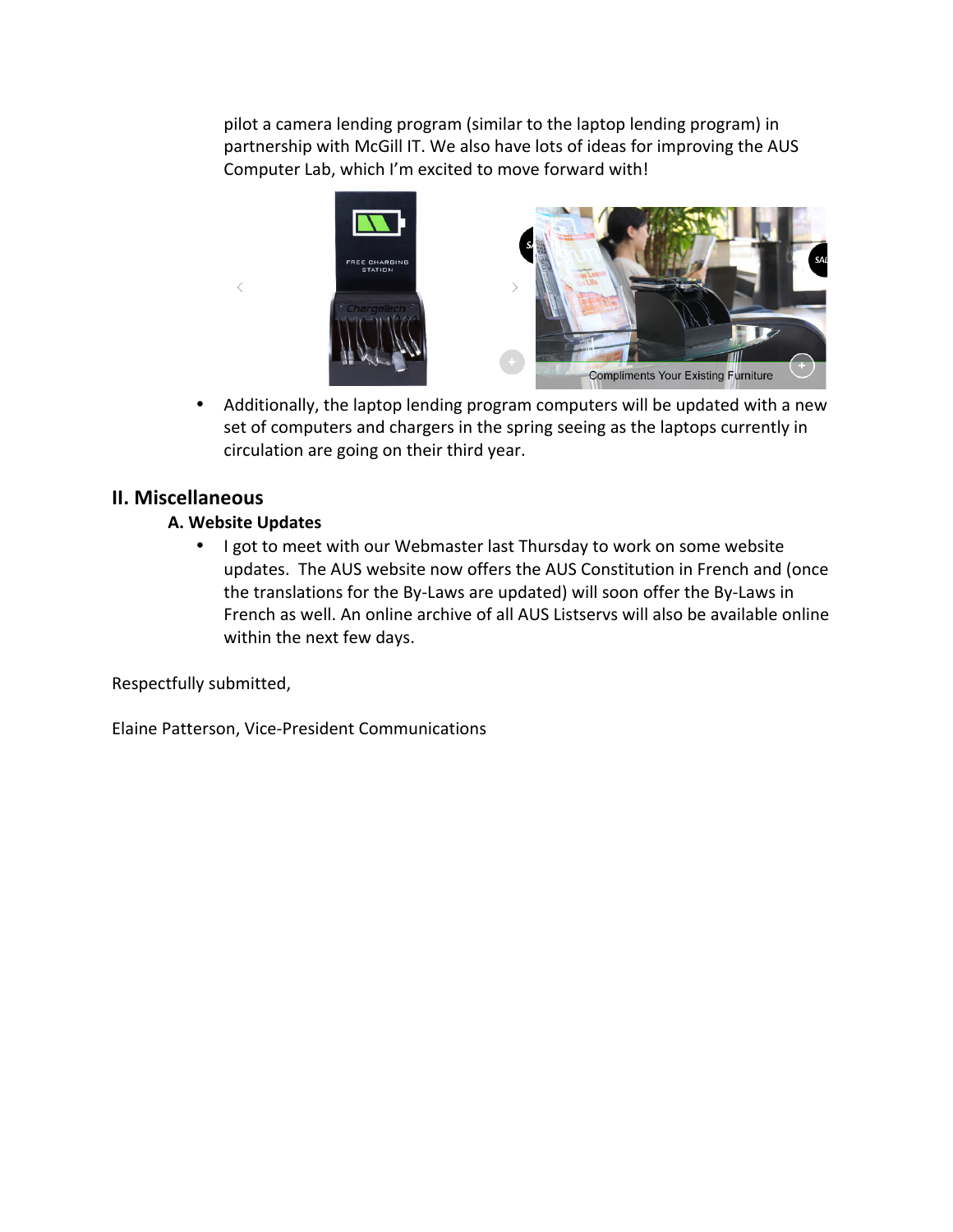pilot a camera lending program (similar to the laptop lending program) in partnership with McGill IT. We also have lots of ideas for improving the AUS Computer Lab, which I'm excited to move forward with!

- Additionally, the laptop lending program computers will be updated with a new set of computers and chargers in the spring seeing as the laptops currently in circulation are going on their third year.

## II. Miscellaneous

### A. Website Updates

- I got to meet with our Webmaster last Thursday to work on some website updates. The AUS website now offers the AUS Constitution in French and (once the translations for the By-Laws are updated) will soon offer the By-Laws in French as well. An online archive of all AUS Listservs will also be available online within the next few days.

Respectfully submitted,

Elaine Patterson, Vice-President Communications